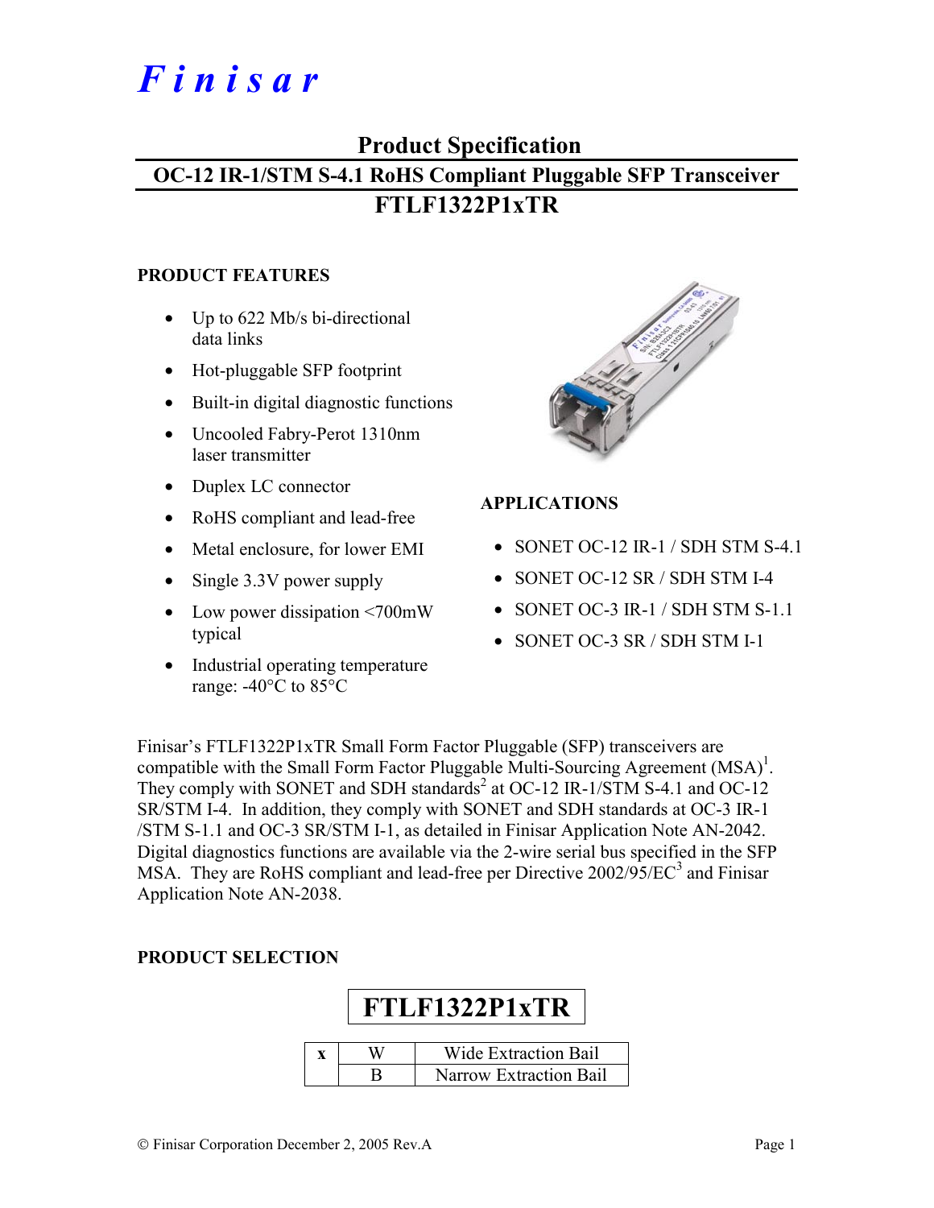# Finisar

## Product Specification

## OC-12 IR-1/STM S-4.1 RoHS Compliant Pluggable SFP Transceiver

## FTLF1322P1xTR

### PRODUCT FEATURES

- Up to 622 Mb/s bi-directional data links
- Hot-pluggable SFP footprint
- Built-in digital diagnostic functions
- Uncooled Fabry-Perot 1310nm laser transmitter
- Duplex LC connector
- RoHS compliant and lead-free
- Metal enclosure, for lower EMI
- Single 3.3V power supply
- Low power dissipation <700mW typical
- Industrial operating temperature range: -40°C to 85°C

### APPLICATIONS

- SONET OC-12 IR-1 / SDH STM S-4.1
- SONET OC-12 SR / SDH STM I-4
- SONET OC-3 IR-1 / SDH STM S-1.1
- SONET OC-3 SR / SDH STM I-1

Finisar's FTLF1322P1xTR Small Form Factor Pluggable (SFP) transceivers are compatible with the Small Form Factor Pluggable Multi-Sourcing Agreement (MSA)[1]. They comply with SONET and SDH standards[2] at OC-12 IR-1/STM S-4.1 and OC-12 SR/STM I-4. In addition, they comply with SONET and SDH standards at OC-3 IR-1 /STM S-1.1 and OC-3 SR/STM I-1, as detailed in Finisar Application Note AN-2042. Digital diagnostics functions are available via the 2-wire serial bus specified in the SFP MSA. They are RoHS compliant and lead-free per Directive 2002/95/EC[3] and Finisar Application Note AN-2038.

### PRODUCT SELECTION

**FTLF1322P1xTR**

| x | | |
|---|---|---|
| | W | Wide Extraction Bail |
| | B | Narrow Extraction Bail |

© Finisar Corporation December 2, 2005 Rev.A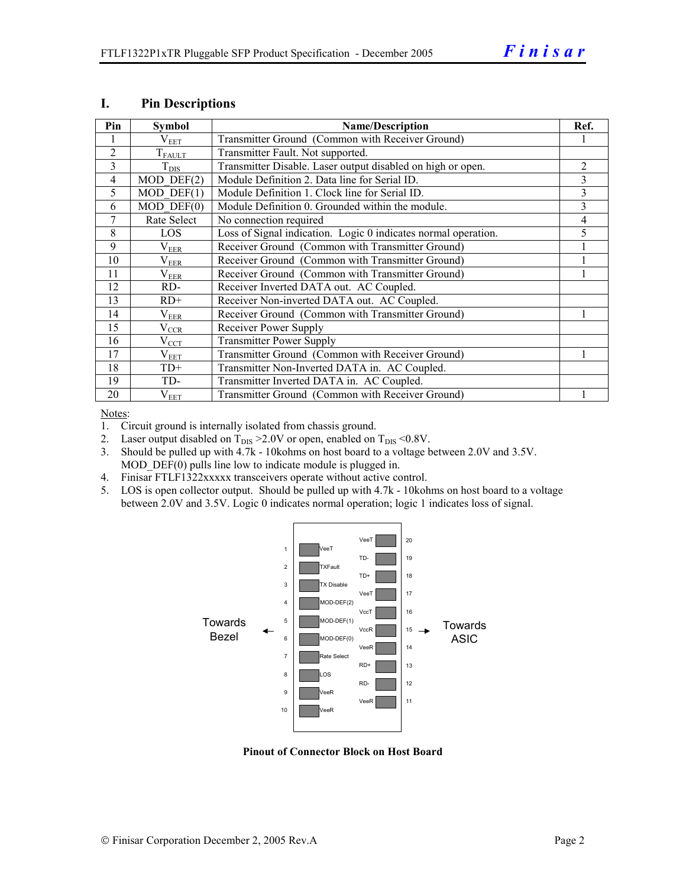## I. Pin Descriptions

| Pin | Symbol | Name/Description | Ref. |
|---|---|---|---|
| 1 | $V_{EET}$ | Transmitter Ground (Common with Receiver Ground) | 1 |
| 2 | $T_{FAULT}$ | Transmitter Fault. Not supported. | |
| 3 | $T_{DIS}$ | Transmitter Disable. Laser output disabled on high or open. | 2 |
| 4 | MOD_DEF(2) | Module Definition 2. Data line for Serial ID. | 3 |
| 5 | MOD_DEF(1) | Module Definition 1. Clock line for Serial ID. | 3 |
| 6 | MOD_DEF(0) | Module Definition 0. Grounded within the module. | 3 |
| 7 | Rate Select | No connection required | 4 |
| 8 | LOS | Loss of Signal indication. Logic 0 indicates normal operation. | 5 |
| 9 | $V_{EER}$ | Receiver Ground (Common with Transmitter Ground) | 1 |
| 10 | $V_{EER}$ | Receiver Ground (Common with Transmitter Ground) | 1 |
| 11 | $V_{EER}$ | Receiver Ground (Common with Transmitter Ground) | 1 |
| 12 | RD- | Receiver Inverted DATA out. AC Coupled. | |
| 13 | RD+ | Receiver Non-inverted DATA out. AC Coupled. | |
| 14 | $V_{EER}$ | Receiver Ground (Common with Transmitter Ground) | 1 |
| 15 | $V_{CCR}$ | Receiver Power Supply | |
| 16 | $V_{CCT}$ | Transmitter Power Supply | |
| 17 | $V_{EET}$ | Transmitter Ground (Common with Receiver Ground) | 1 |
| 18 | TD+ | Transmitter Non-Inverted DATA in. AC Coupled. | |
| 19 | TD- | Transmitter Inverted DATA in. AC Coupled. | |
| 20 | $V_{EET}$ | Transmitter Ground (Common with Receiver Ground) | 1 |

Notes:

1. Circuit ground is internally isolated from chassis ground.
2. Laser output disabled on $T_{DIS}$ >2.0V or open, enabled on $T_{DIS}$ <0.8V.
3. Should be pulled up with 4.7k - 10kohms on host board to a voltage between 2.0V and 3.5V. MOD_DEF(0) pulls line low to indicate module is plugged in.
4. Finisar FTLF1322xxxxx transceivers operate without active control.
5. LOS is open collector output. Should be pulled up with 4.7k - 10kohms on host board to a voltage between 2.0V and 3.5V. Logic 0 indicates normal operation; logic 1 indicates loss of signal.

| Pin | Name | | Name | Pin |
|---|---|---|---|---|
| | | | VeeT | 20 |
| 1 | VeeT | | TD- | 19 |
| 2 | TXFault | | TD+ | 18 |
| 3 | TX Disable | | VeeT | 17 |
| 4 | MOD-DEF(2) | | VccT | 16 |
| 5 | MOD-DEF(1) | | VccR | 15 |
| 6 | MOD-DEF(0) | | VeeR | 14 |
| 7 | Rate Select | | RD+ | 13 |
| 8 | LOS | | RD- | 12 |
| 9 | VeeR | | VeeR | 11 |
| 10 | VeeR | | | |

← Towards Bezel | Towards ASIC →

**Pinout of Connector Block on Host Board**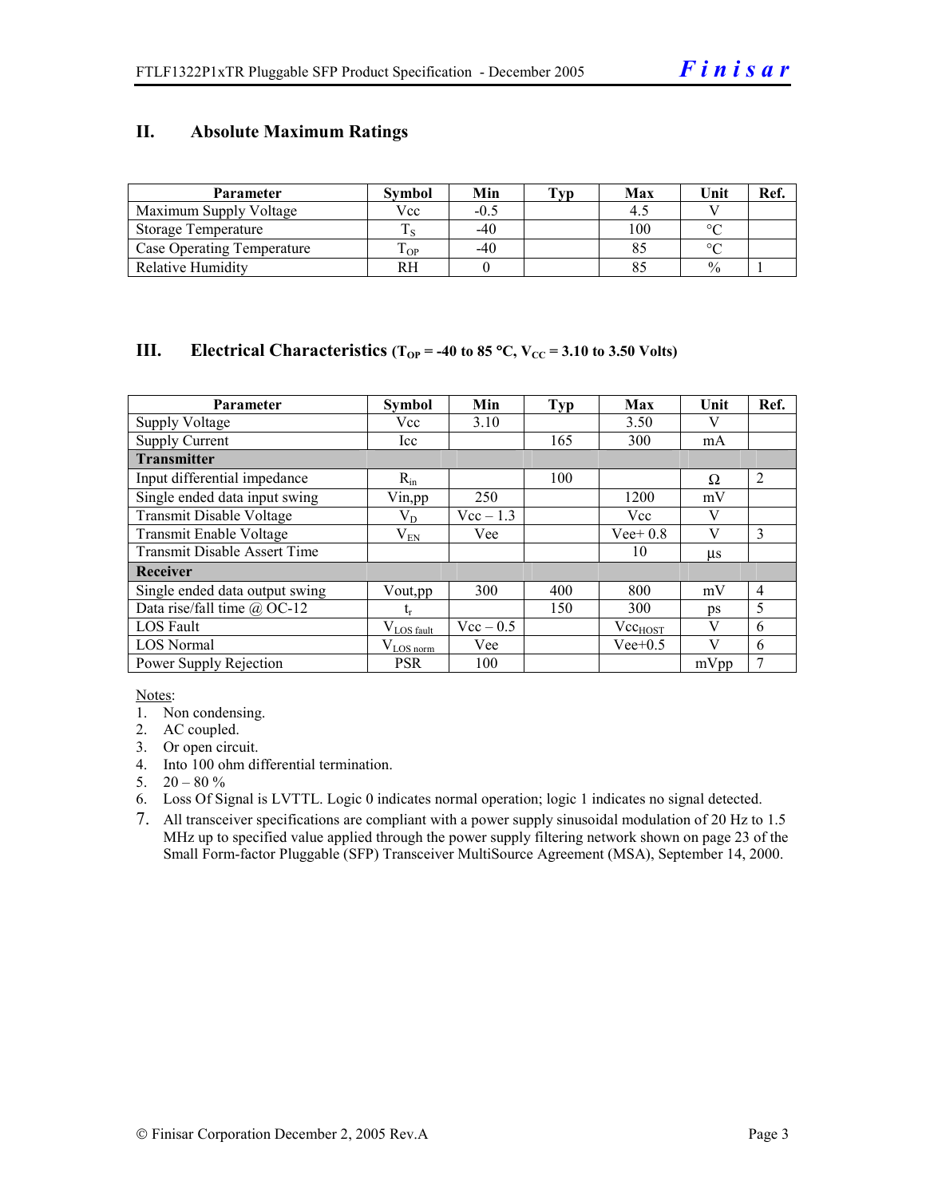## II. Absolute Maximum Ratings

| Parameter | Symbol | Min | Typ | Max | Unit | Ref. |
|---|---|---|---|---|---|---|
| Maximum Supply Voltage | Vcc | -0.5 | | 4.5 | V | |
| Storage Temperature | $T_S$ | -40 | | 100 | °C | |
| Case Operating Temperature | $T_{OP}$ | -40 | | 85 | °C | |
| Relative Humidity | RH | 0 | | 85 | % | 1 |

## III. Electrical Characteristics ($T_{OP}$ = -40 to 85 °C, $V_{CC}$ = 3.10 to 3.50 Volts)

| Parameter | Symbol | Min | Typ | Max | Unit | Ref. |
|---|---|---|---|---|---|---|
| Supply Voltage | Vcc | 3.10 | | 3.50 | V | |
| Supply Current | Icc | | 165 | 300 | mA | |
| **Transmitter** | | | | | | |
| Input differential impedance | $R_{in}$ | | 100 | | Ω | 2 |
| Single ended data input swing | Vin,pp | 250 | | 1200 | mV | |
| Transmit Disable Voltage | $V_D$ | Vcc – 1.3 | | Vcc | V | |
| Transmit Enable Voltage | $V_{EN}$ | Vee | | Vee+ 0.8 | V | 3 |
| Transmit Disable Assert Time | | | | 10 | µs | |
| **Receiver** | | | | | | |
| Single ended data output swing | Vout,pp | 300 | 400 | 800 | mV | 4 |
| Data rise/fall time @ OC-12 | $t_r$ | | 150 | 300 | ps | 5 |
| LOS Fault | $V_{LOS\ fault}$ | Vcc – 0.5 | | $Vcc_{HOST}$ | V | 6 |
| LOS Normal | $V_{LOS\ norm}$ | Vee | | Vee+0.5 | V | 6 |
| Power Supply Rejection | PSR | 100 | | | mVpp | 7 |

Notes:

1. Non condensing.
2. AC coupled.
3. Or open circuit.
4. Into 100 ohm differential termination.
5. 20 – 80 %
6. Loss Of Signal is LVTTL. Logic 0 indicates normal operation; logic 1 indicates no signal detected.
7. All transceiver specifications are compliant with a power supply sinusoidal modulation of 20 Hz to 1.5 MHz up to specified value applied through the power supply filtering network shown on page 23 of the Small Form-factor Pluggable (SFP) Transceiver MultiSource Agreement (MSA), September 14, 2000.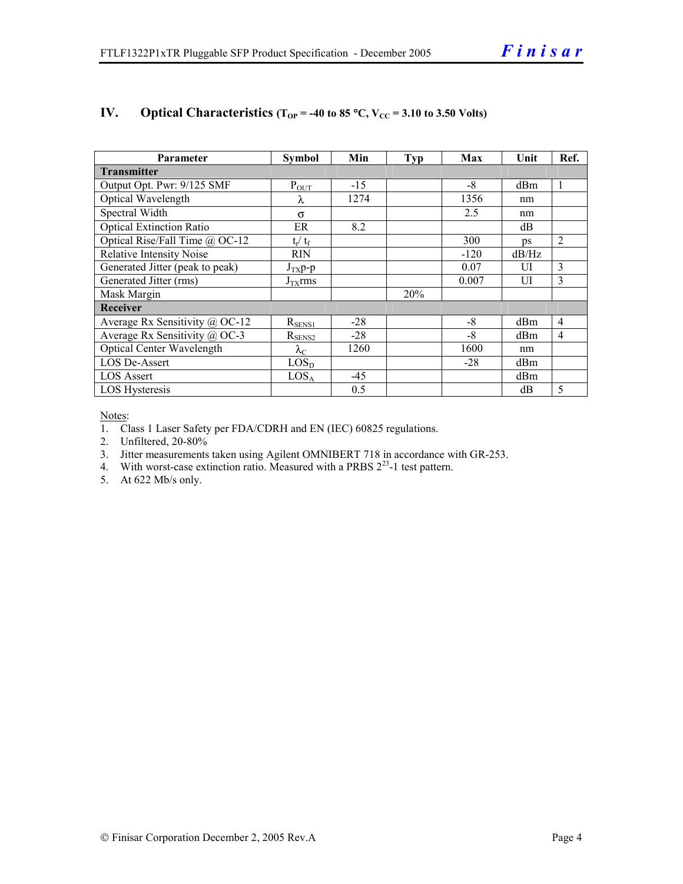## IV. Optical Characteristics ($T_{OP}$ = -40 to 85 °C, $V_{CC}$ = 3.10 to 3.50 Volts)

| Parameter | Symbol | Min | Typ | Max | Unit | Ref. |
|---|---|---|---|---|---|---|
| **Transmitter** | | | | | | |
| Output Opt. Pwr: 9/125 SMF | $P_{OUT}$ | -15 | | -8 | dBm | 1 |
| Optical Wavelength | $\lambda$ | 1274 | | 1356 | nm | |
| Spectral Width | $\sigma$ | | | 2.5 | nm | |
| Optical Extinction Ratio | ER | 8.2 | | | dB | |
| Optical Rise/Fall Time @ OC-12 | $t_r/ t_f$ | | | 300 | ps | 2 |
| Relative Intensity Noise | RIN | | | -120 | dB/Hz | |
| Generated Jitter (peak to peak) | $J_{TX}$p-p | | | 0.07 | UI | 3 |
| Generated Jitter (rms) | $J_{TX}$rms | | | 0.007 | UI | 3 |
| Mask Margin | | | 20% | | | |
| **Receiver** | | | | | | |
| Average Rx Sensitivity @ OC-12 | $R_{SENS1}$ | -28 | | -8 | dBm | 4 |
| Average Rx Sensitivity @ OC-3 | $R_{SENS2}$ | -28 | | -8 | dBm | 4 |
| Optical Center Wavelength | $\lambda_C$ | 1260 | | 1600 | nm | |
| LOS De-Assert | $LOS_D$ | | | -28 | dBm | |
| LOS Assert | $LOS_A$ | -45 | | | dBm | |
| LOS Hysteresis | | 0.5 | | | dB | 5 |

Notes:

1. Class 1 Laser Safety per FDA/CDRH and EN (IEC) 60825 regulations.
2. Unfiltered, 20-80%
3. Jitter measurements taken using Agilent OMNIBERT 718 in accordance with GR-253.
4. With worst-case extinction ratio. Measured with a PRBS $2^{23}$-1 test pattern.
5. At 622 Mb/s only.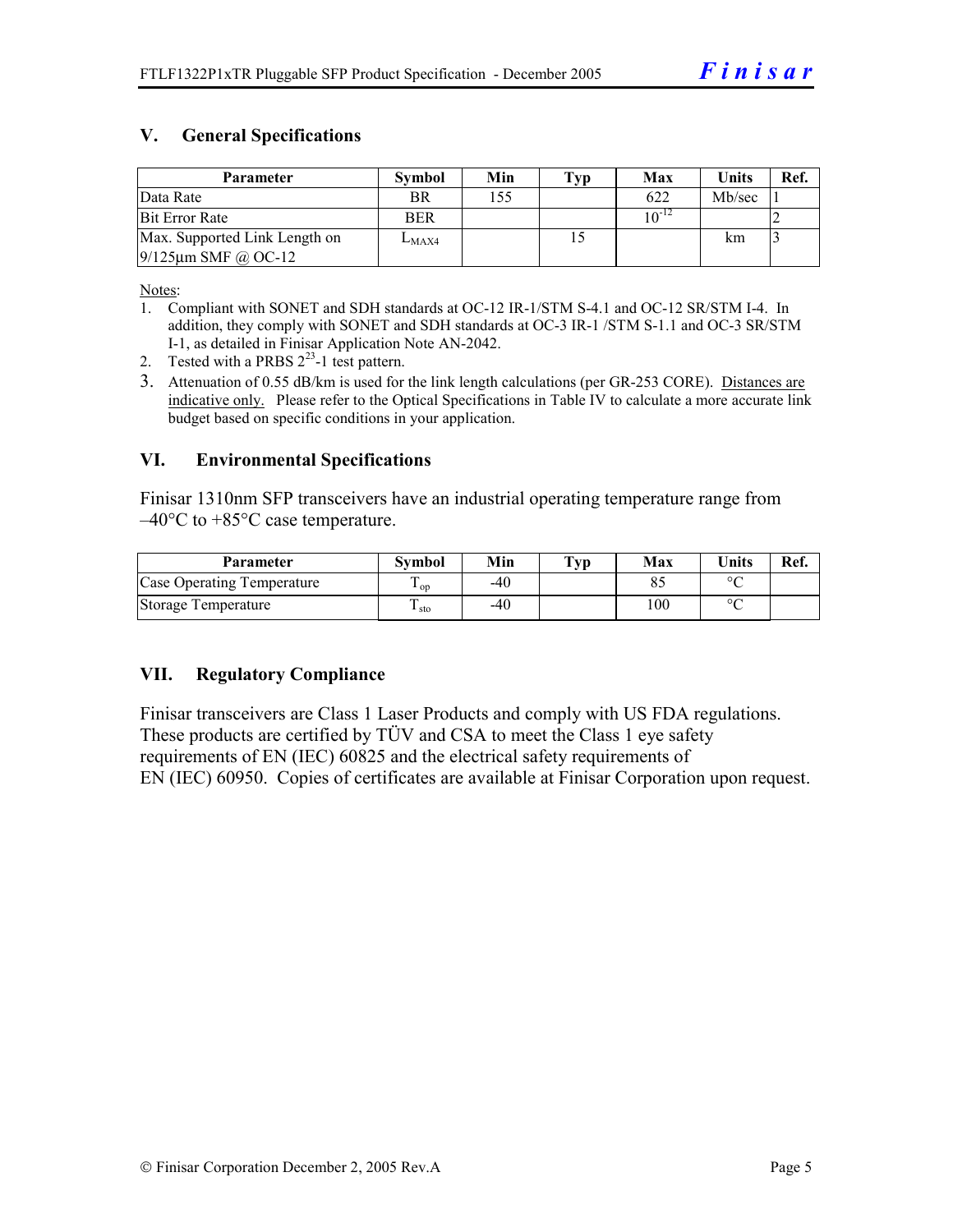## V. General Specifications

| Parameter | Symbol | Min | Typ | Max | Units | Ref. |
|---|---|---|---|---|---|---|
| Data Rate | BR | 155 | | 622 | Mb/sec | 1 |
| Bit Error Rate | BER | | | $10^{-12}$ | | 2 |
| Max. Supported Link Length on 9/125µm SMF @ OC-12 | $L_{MAX4}$ | | 15 | | km | 3 |

Notes:

1. Compliant with SONET and SDH standards at OC-12 IR-1/STM S-4.1 and OC-12 SR/STM I-4. In addition, they comply with SONET and SDH standards at OC-3 IR-1 /STM S-1.1 and OC-3 SR/STM I-1, as detailed in Finisar Application Note AN-2042.
2. Tested with a PRBS $2^{23}$-1 test pattern.
3. Attenuation of 0.55 dB/km is used for the link length calculations (per GR-253 CORE). Distances are indicative only. Please refer to the Optical Specifications in Table IV to calculate a more accurate link budget based on specific conditions in your application.

## VI. Environmental Specifications

Finisar 1310nm SFP transceivers have an industrial operating temperature range from –40°C to +85°C case temperature.

| Parameter | Symbol | Min | Typ | Max | Units | Ref. |
|---|---|---|---|---|---|---|
| Case Operating Temperature | $T_{op}$ | -40 | | 85 | °C | |
| Storage Temperature | $T_{sto}$ | -40 | | 100 | °C | |

## VII. Regulatory Compliance

Finisar transceivers are Class 1 Laser Products and comply with US FDA regulations. These products are certified by TÜV and CSA to meet the Class 1 eye safety requirements of EN (IEC) 60825 and the electrical safety requirements of EN (IEC) 60950. Copies of certificates are available at Finisar Corporation upon request.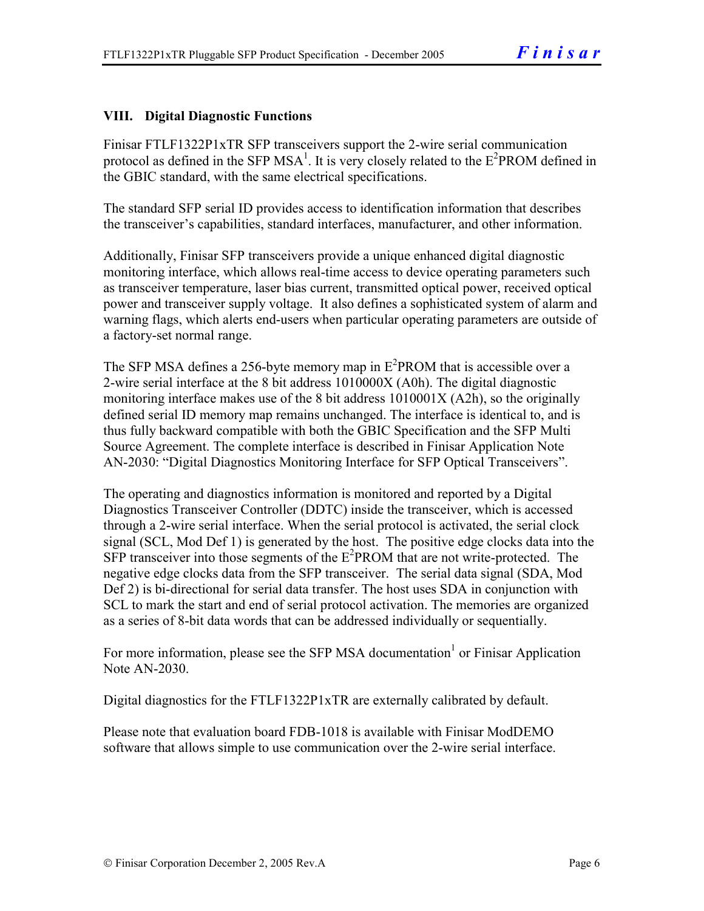## VIII. Digital Diagnostic Functions

Finisar FTLF1322P1xTR SFP transceivers support the 2-wire serial communication protocol as defined in the SFP MSA[1]. It is very closely related to the $E^2$PROM defined in the GBIC standard, with the same electrical specifications.

The standard SFP serial ID provides access to identification information that describes the transceiver's capabilities, standard interfaces, manufacturer, and other information.

Additionally, Finisar SFP transceivers provide a unique enhanced digital diagnostic monitoring interface, which allows real-time access to device operating parameters such as transceiver temperature, laser bias current, transmitted optical power, received optical power and transceiver supply voltage. It also defines a sophisticated system of alarm and warning flags, which alerts end-users when particular operating parameters are outside of a factory-set normal range.

The SFP MSA defines a 256-byte memory map in $E^2$PROM that is accessible over a 2-wire serial interface at the 8 bit address 1010000X (A0h). The digital diagnostic monitoring interface makes use of the 8 bit address 1010001X (A2h), so the originally defined serial ID memory map remains unchanged. The interface is identical to, and is thus fully backward compatible with both the GBIC Specification and the SFP Multi Source Agreement. The complete interface is described in Finisar Application Note AN-2030: "Digital Diagnostics Monitoring Interface for SFP Optical Transceivers".

The operating and diagnostics information is monitored and reported by a Digital Diagnostics Transceiver Controller (DDTC) inside the transceiver, which is accessed through a 2-wire serial interface. When the serial protocol is activated, the serial clock signal (SCL, Mod Def 1) is generated by the host. The positive edge clocks data into the SFP transceiver into those segments of the $E^2$PROM that are not write-protected. The negative edge clocks data from the SFP transceiver. The serial data signal (SDA, Mod Def 2) is bi-directional for serial data transfer. The host uses SDA in conjunction with SCL to mark the start and end of serial protocol activation. The memories are organized as a series of 8-bit data words that can be addressed individually or sequentially.

For more information, please see the SFP MSA documentation[1] or Finisar Application Note AN-2030.

Digital diagnostics for the FTLF1322P1xTR are externally calibrated by default.

Please note that evaluation board FDB-1018 is available with Finisar ModDEMO software that allows simple to use communication over the 2-wire serial interface.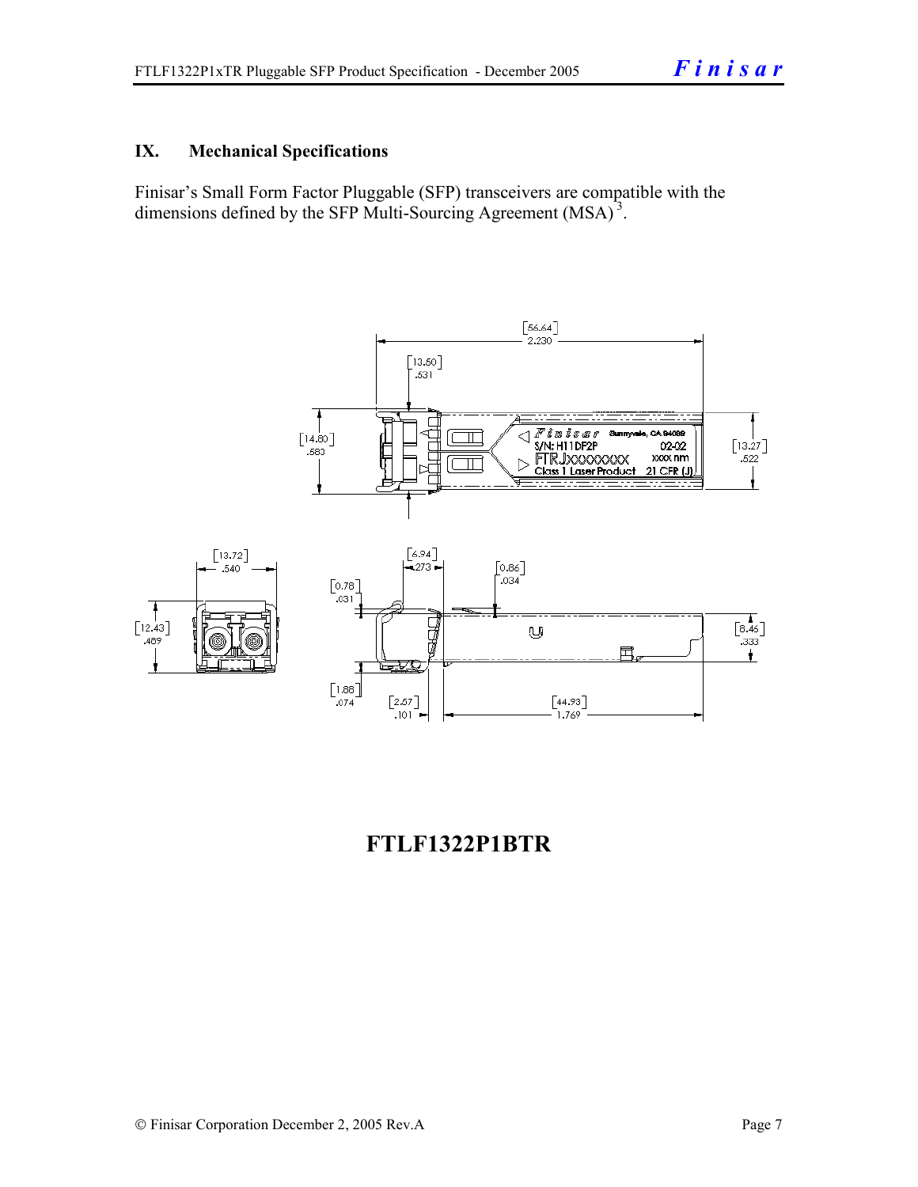## IX. Mechanical Specifications

Finisar's Small Form Factor Pluggable (SFP) transceivers are compatible with the dimensions defined by the SFP Multi-Sourcing Agreement (MSA)[3].

**FTLF1322P1BTR**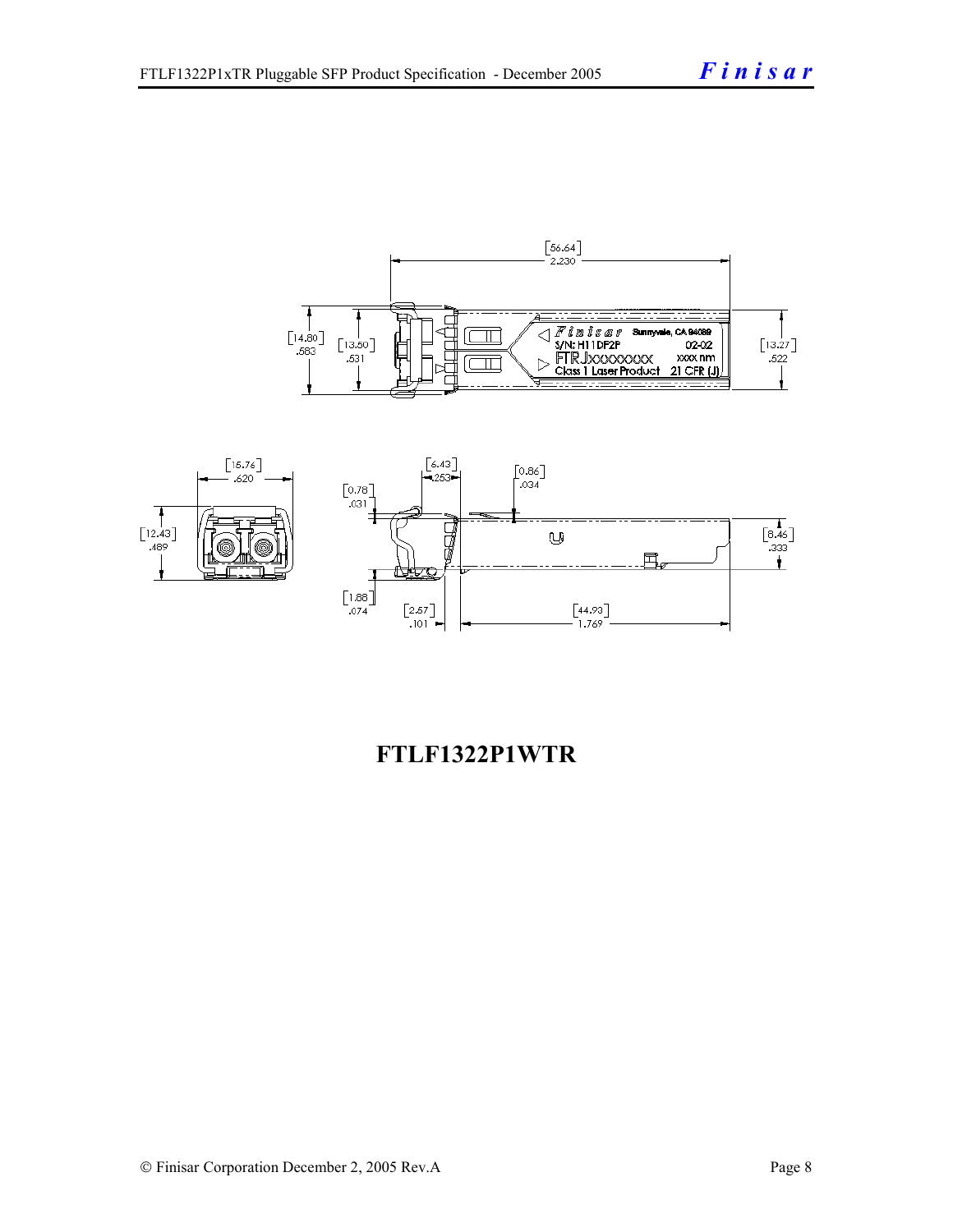**FTLF1322P1WTR**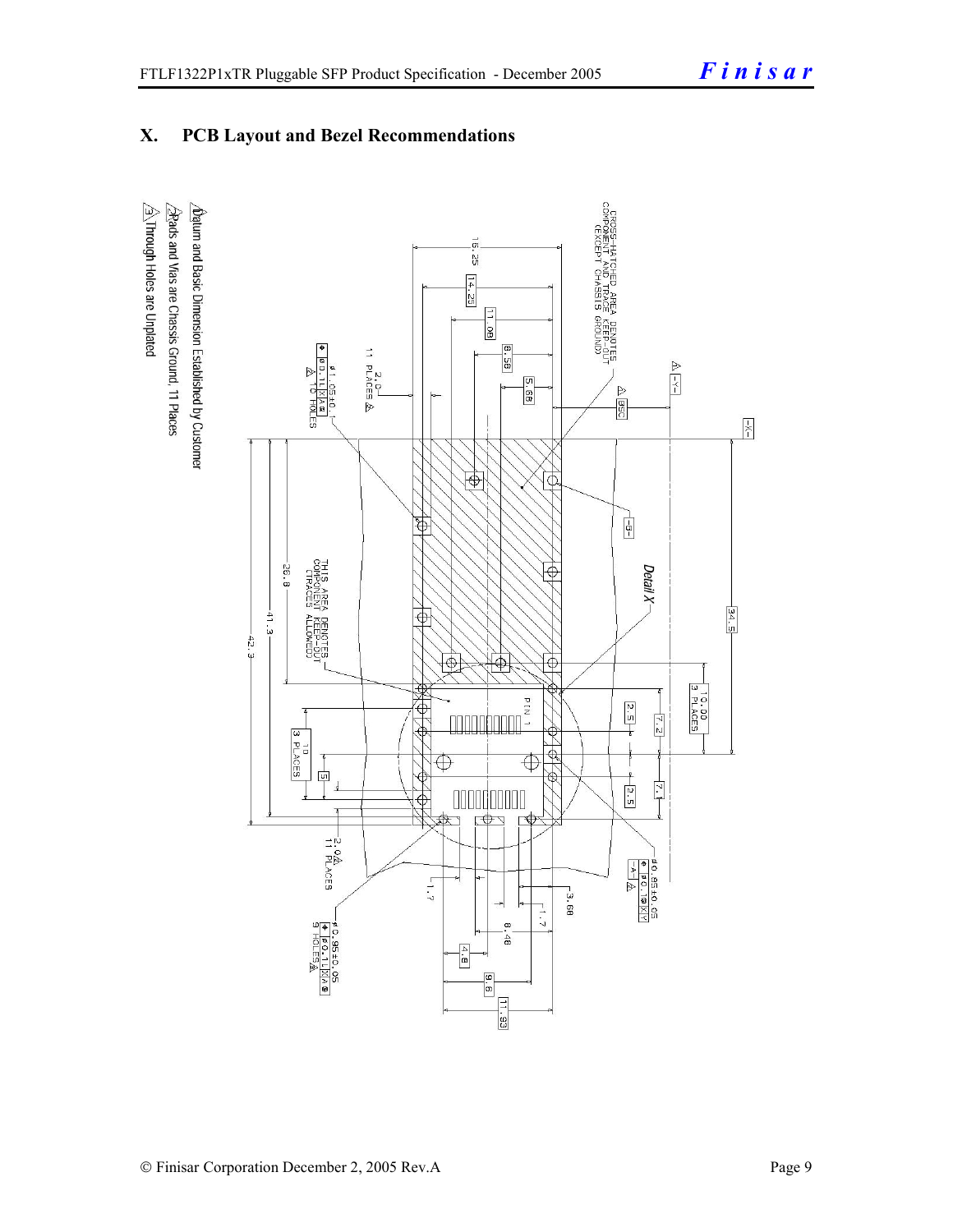## X. PCB Layout and Bezel Recommendations

CROSS-HATCHED AREA DENOTES COMPONENT AND TRACE KEEP-OUT (EXCEPT CHASSIS GROUND)

THIS AREA DENOTES COMPONENT KEEP-OUT (TRACES ALLOWED)

Detail X

PIN 1

16.25, 14.25, 11.08, 8.58, 5.68, 34.5, 10.00 3 PLACES, 2.5, 7.2, 7.1, 2.5, 26.8, 41.3, 42.3, 10 3 PLACES, 5, 2.0 11 PLACES, 1.7, 3.68, 1.7, 8.48, 4.8, 9.6, 11.93, 85C

ø1.05±0.1 ⊕ ø0.1 L X A 16 HOLES

2.0 11 PLACES

ø0.85±0.05 ⊕ ø0.1 Ⓜ X Y

ø0.85±0.05 ⊕ ø0.1 L X A Ⓢ 9 HOLES

1. Datum and Basic Dimension Established by Customer
2. Pads and Vias are Chassis Ground, 11 Places
3. Through Holes are Unplated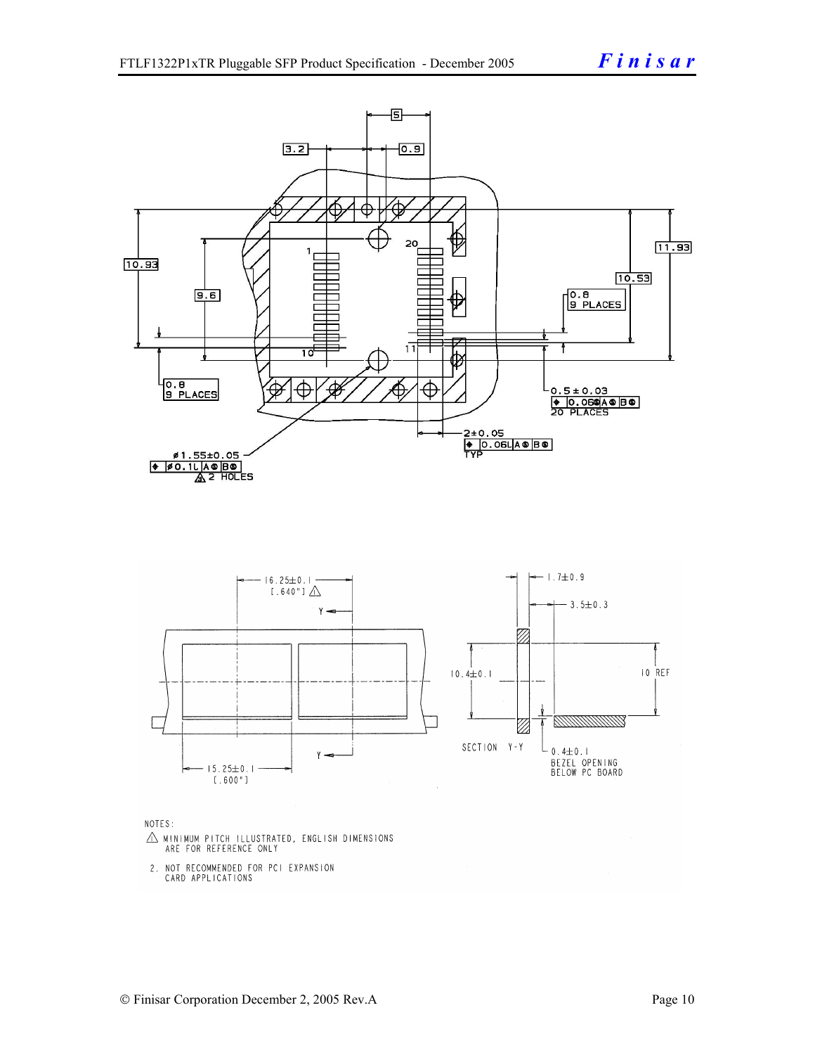5

3.2 0.9

20

1

10.93 11.93

10.53

9.6

0.8
9 PLACES

10 11

0.8
9 PLACES

0.5 ± 0.03
⌖ 0.06Ⓢ A Ⓢ B Ⓢ
20 PLACES

2±0.05
⌖ 0.06Ⓛ A Ⓢ B Ⓢ
TYP

⌀1.55±0.05
⌖ ⌀0.1Ⓛ A Ⓢ B Ⓢ
⚠2 HOLES

16.25±0.1
[.640"] ⚠

Y

Y

15.25±0.1
[.600"]

1.7±0.9

3.5±0.3

10.4±0.1

10 REF

SECTION Y-Y

0.4±0.1
BEZEL OPENING
BELOW PC BOARD

NOTES:

⚠ MINIMUM PITCH ILLUSTRATED, ENGLISH DIMENSIONS ARE FOR REFERENCE ONLY

2. NOT RECOMMENDED FOR PCI EXPANSION CARD APPLICATIONS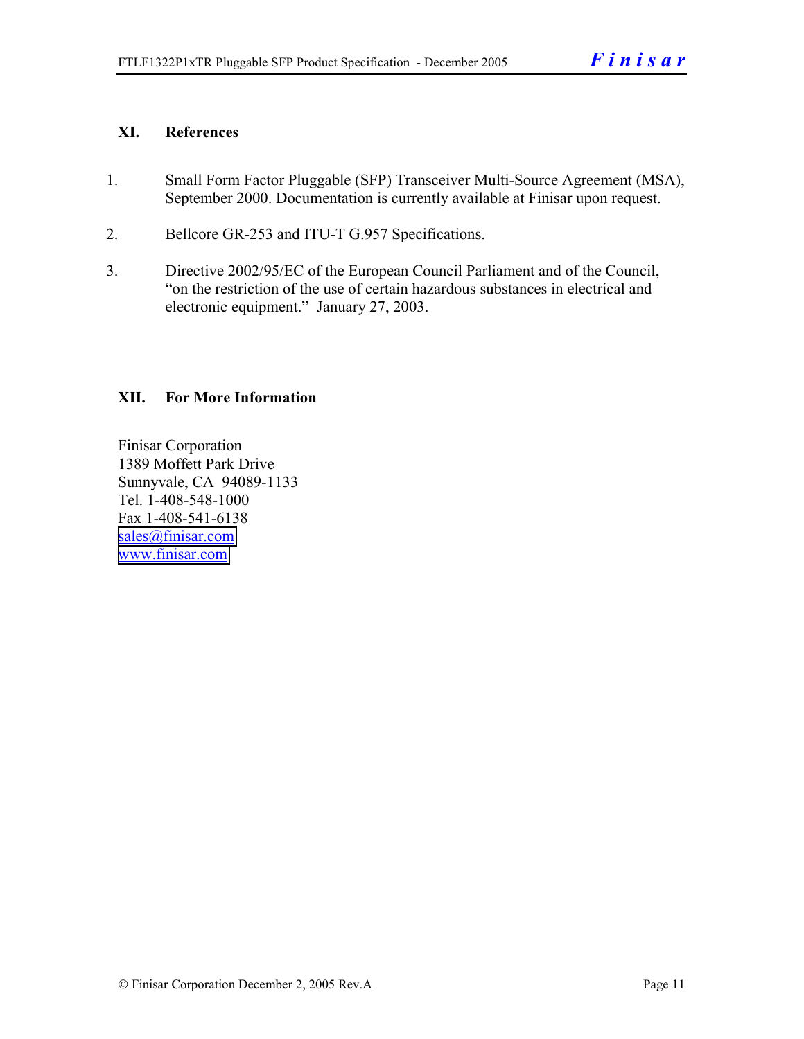## XI. References

1. Small Form Factor Pluggable (SFP) Transceiver Multi-Source Agreement (MSA), September 2000. Documentation is currently available at Finisar upon request.

2. Bellcore GR-253 and ITU-T G.957 Specifications.

3. Directive 2002/95/EC of the European Council Parliament and of the Council, "on the restriction of the use of certain hazardous substances in electrical and electronic equipment." January 27, 2003.

## XII. For More Information

Finisar Corporation
1389 Moffett Park Drive
Sunnyvale, CA 94089-1133
Tel. 1-408-548-1000
Fax 1-408-541-6138
sales@finisar.com
www.finisar.com